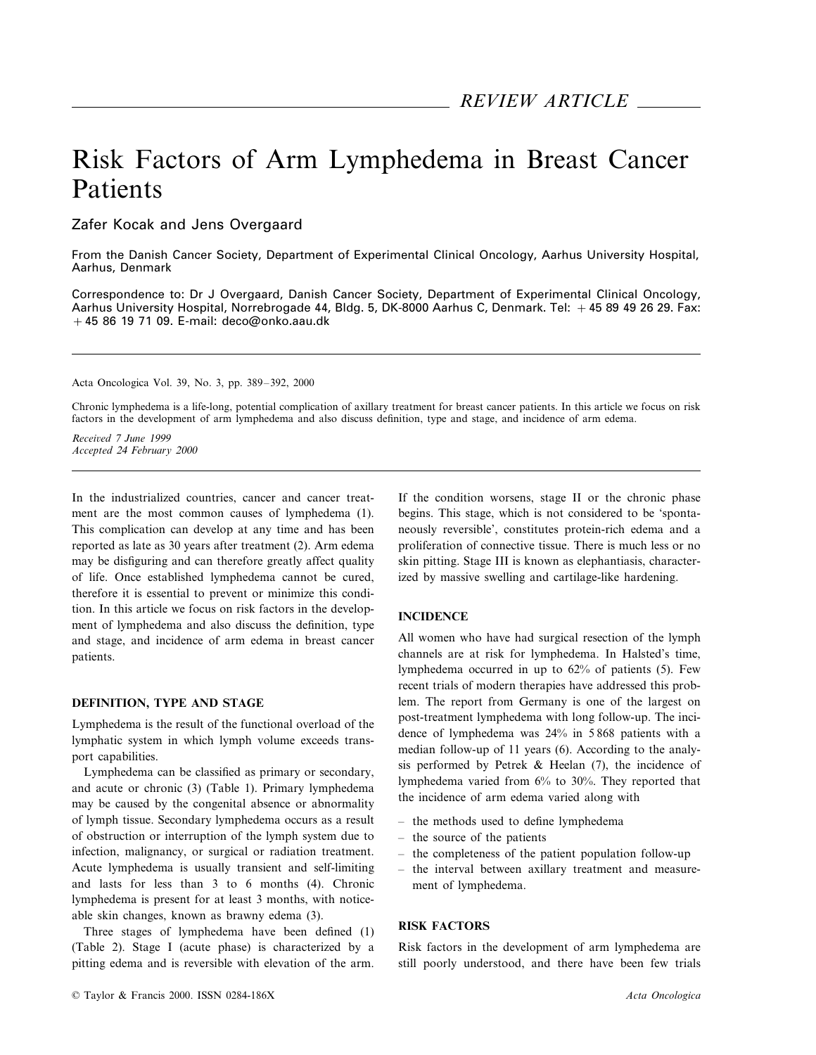REVIEW ARTICLE

# Risk Factors of Arm Lymphedema in Breast Cancer Patients

Zafer Kocak and Jens Overgaard

From the Danish Cancer Society, Department of Experimental Clinical Oncology, Aarhus University Hospital, Aarhus, Denmark

Correspondence to: Dr J Overgaard, Danish Cancer Society, Department of Experimental Clinical Oncology, Aarhus University Hospital, Norrebrogade 44, Bldg. 5, DK-8000 Aarhus C, Denmark. Tel: + 45 89 49 26 29. Fax: + 45 86 19 71 09. E-mail: deco@onko.aau.dk

Acta Oncologica Vol. 39, No. 3, pp. 389–392, 2000

Chronic lymphedema is a life-long, potential complication of axillary treatment for breast cancer patients. In this article we focus on risk factors in the development of arm lymphedema and also discuss definition, type and stage, and incidence of arm edema.

*Received 7 June 1999*
*Accepted 24 February 2000*

In the industrialized countries, cancer and cancer treatment are the most common causes of lymphedema (1). This complication can develop at any time and has been reported as late as 30 years after treatment (2). Arm edema may be disfiguring and can therefore greatly affect quality of life. Once established lymphedema cannot be cured, therefore it is essential to prevent or minimize this condition. In this article we focus on risk factors in the development of lymphedema and also discuss the definition, type and stage, and incidence of arm edema in breast cancer patients.

## DEFINITION, TYPE AND STAGE

Lymphedema is the result of the functional overload of the lymphatic system in which lymph volume exceeds transport capabilities.

Lymphedema can be classified as primary or secondary, and acute or chronic (3) (Table 1). Primary lymphedema may be caused by the congenital absence or abnormality of lymph tissue. Secondary lymphedema occurs as a result of obstruction or interruption of the lymph system due to infection, malignancy, or surgical or radiation treatment. Acute lymphedema is usually transient and self-limiting and lasts for less than 3 to 6 months (4). Chronic lymphedema is present for at least 3 months, with noticeable skin changes, known as brawny edema (3).

Three stages of lymphedema have been defined (1) (Table 2). Stage I (acute phase) is characterized by a pitting edema and is reversible with elevation of the arm. If the condition worsens, stage II or the chronic phase begins. This stage, which is not considered to be 'spontaneously reversible', constitutes protein-rich edema and a proliferation of connective tissue. There is much less or no skin pitting. Stage III is known as elephantiasis, characterized by massive swelling and cartilage-like hardening.

## INCIDENCE

All women who have had surgical resection of the lymph channels are at risk for lymphedema. In Halsted's time, lymphedema occurred in up to 62% of patients (5). Few recent trials of modern therapies have addressed this problem. The report from Germany is one of the largest on post-treatment lymphedema with long follow-up. The incidence of lymphedema was 24% in 5 868 patients with a median follow-up of 11 years (6). According to the analysis performed by Petrek & Heelan (7), the incidence of lymphedema varied from 6% to 30%. They reported that the incidence of arm edema varied along with

- the methods used to define lymphedema
- the source of the patients
- the completeness of the patient population follow-up
- the interval between axillary treatment and measurement of lymphedema.

## RISK FACTORS

Risk factors in the development of arm lymphedema are still poorly understood, and there have been few trials

© Taylor & Francis 2000. ISSN 0284-186X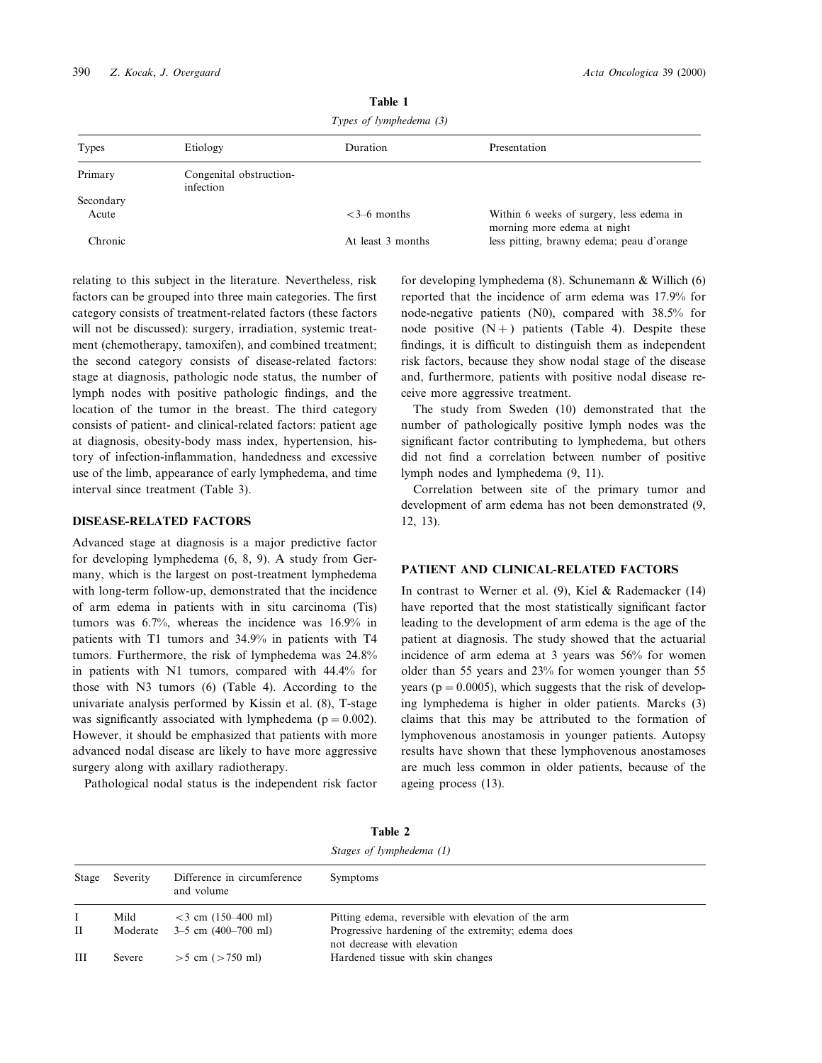**Table 1**

*Types of lymphedema (3)*

| Types | Etiology | Duration | Presentation |
|---|---|---|---|
| Primary | Congenital obstruction-infection | | |
| Secondary | | | |
| Acute | | <3–6 months | Within 6 weeks of surgery, less edema in morning more edema at night |
| Chronic | | At least 3 months | less pitting, brawny edema; peau d'orange |

relating to this subject in the literature. Nevertheless, risk factors can be grouped into three main categories. The first category consists of treatment-related factors (these factors will not be discussed): surgery, irradiation, systemic treatment (chemotherapy, tamoxifen), and combined treatment; the second category consists of disease-related factors: stage at diagnosis, pathologic node status, the number of lymph nodes with positive pathologic findings, and the location of the tumor in the breast. The third category consists of patient- and clinical-related factors: patient age at diagnosis, obesity-body mass index, hypertension, history of infection-inflammation, handedness and excessive use of the limb, appearance of early lymphedema, and time interval since treatment (Table 3).

## DISEASE-RELATED FACTORS

Advanced stage at diagnosis is a major predictive factor for developing lymphedema (6, 8, 9). A study from Germany, which is the largest on post-treatment lymphedema with long-term follow-up, demonstrated that the incidence of arm edema in patients with in situ carcinoma (Tis) tumors was 6.7%, whereas the incidence was 16.9% in patients with T1 tumors and 34.9% in patients with T4 tumors. Furthermore, the risk of lymphedema was 24.8% in patients with N1 tumors, compared with 44.4% for those with N3 tumors (6) (Table 4). According to the univariate analysis performed by Kissin et al. (8), T-stage was significantly associated with lymphedema ($p = 0.002$). However, it should be emphasized that patients with more advanced nodal disease are likely to have more aggressive surgery along with axillary radiotherapy.

Pathological nodal status is the independent risk factor for developing lymphedema (8). Schunemann & Willich (6) reported that the incidence of arm edema was 17.9% for node-negative patients (N0), compared with 38.5% for node positive (N+) patients (Table 4). Despite these findings, it is difficult to distinguish them as independent risk factors, because they show nodal stage of the disease and, furthermore, patients with positive nodal disease receive more aggressive treatment.

The study from Sweden (10) demonstrated that the number of pathologically positive lymph nodes was the significant factor contributing to lymphedema, but others did not find a correlation between number of positive lymph nodes and lymphedema (9, 11).

Correlation between site of the primary tumor and development of arm edema has not been demonstrated (9, 12, 13).

## PATIENT AND CLINICAL-RELATED FACTORS

In contrast to Werner et al. (9), Kiel & Rademacker (14) have reported that the most statistically significant factor leading to the development of arm edema is the age of the patient at diagnosis. The study showed that the actuarial incidence of arm edema at 3 years was 56% for women older than 55 years and 23% for women younger than 55 years ($p = 0.0005$), which suggests that the risk of developing lymphedema is higher in older patients. Marcks (3) claims that this may be attributed to the formation of lymphovenous anostamosis in younger patients. Autopsy results have shown that these lymphovenous anostamoses are much less common in older patients, because of the ageing process (13).

**Table 2**

*Stages of lymphedema (1)*

| Stage | Severity | Difference in circumference and volume | Symptoms |
|---|---|---|---|
| I | Mild | <3 cm (150–400 ml) | Pitting edema, reversible with elevation of the arm |
| II | Moderate | 3–5 cm (400–700 ml) | Progressive hardening of the extremity; edema does not decrease with elevation |
| III | Severe | >5 cm (>750 ml) | Hardened tissue with skin changes |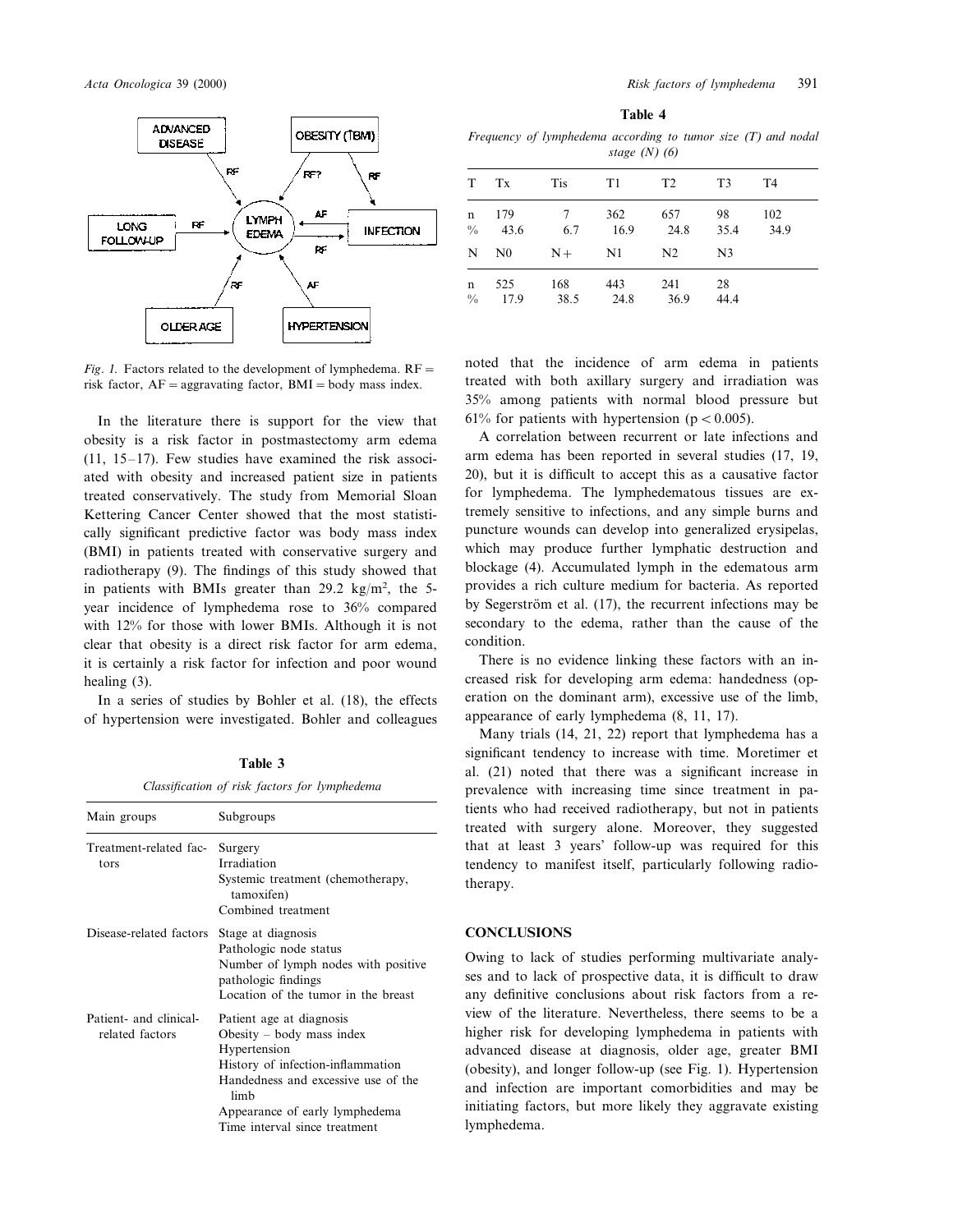*Fig. 1.* Factors related to the development of lymphedema. RF = risk factor, AF = aggravating factor, BMI = body mass index.

In the literature there is support for the view that obesity is a risk factor in postmastectomy arm edema (11, 15–17). Few studies have examined the risk associated with obesity and increased patient size in patients treated conservatively. The study from Memorial Sloan Kettering Cancer Center showed that the most statistically significant predictive factor was body mass index (BMI) in patients treated with conservative surgery and radiotherapy (9). The findings of this study showed that in patients with BMIs greater than 29.2 kg/m², the 5-year incidence of lymphedema rose to 36% compared with 12% for those with lower BMIs. Although it is not clear that obesity is a direct risk factor for arm edema, it is certainly a risk factor for infection and poor wound healing (3).

In a series of studies by Bohler et al. (18), the effects of hypertension were investigated. Bohler and colleagues noted that the incidence of arm edema in patients treated with both axillary surgery and irradiation was 35% among patients with normal blood pressure but 61% for patients with hypertension ($p < 0.005$).

**Table 3**

*Classification of risk factors for lymphedema*

| Main groups | Subgroups |
|---|---|
| Treatment-related factors | Surgery<br>Irradiation<br>Systemic treatment (chemotherapy, tamoxifen)<br>Combined treatment |
| Disease-related factors | Stage at diagnosis<br>Pathologic node status<br>Number of lymph nodes with positive pathologic findings<br>Location of the tumor in the breast |
| Patient- and clinical-related factors | Patient age at diagnosis<br>Obesity – body mass index<br>Hypertension<br>History of infection-inflammation<br>Handedness and excessive use of the limb<br>Appearance of early lymphedema<br>Time interval since treatment |

**Table 4**

*Frequency of lymphedema according to tumor size (T) and nodal stage (N) (6)*

| T | Tx | Tis | T1 | T2 | T3 | T4 |
|---|---|---|---|---|---|---|
| n | 179 | 7 | 362 | 657 | 98 | 102 |
| % | 43.6 | 6.7 | 16.9 | 24.8 | 35.4 | 34.9 |
| **N** | **N0** | **N+** | **N1** | **N2** | **N3** | |
| n | 525 | 168 | 443 | 241 | 28 | |
| % | 17.9 | 38.5 | 24.8 | 36.9 | 44.4 | |

A correlation between recurrent or late infections and arm edema has been reported in several studies (17, 19, 20), but it is difficult to accept this as a causative factor for lymphedema. The lymphedematous tissues are extremely sensitive to infections, and any simple burns and puncture wounds can develop into generalized erysipelas, which may produce further lymphatic destruction and blockage (4). Accumulated lymph in the edematous arm provides a rich culture medium for bacteria. As reported by Segerström et al. (17), the recurrent infections may be secondary to the edema, rather than the cause of the condition.

There is no evidence linking these factors with an increased risk for developing arm edema: handedness (operation on the dominant arm), excessive use of the limb, appearance of early lymphedema (8, 11, 17).

Many trials (14, 21, 22) report that lymphedema has a significant tendency to increase with time. Moretimer et al. (21) noted that there was a significant increase in prevalence with increasing time since treatment in patients who had received radiotherapy, but not in patients treated with surgery alone. Moreover, they suggested that at least 3 years' follow-up was required for this tendency to manifest itself, particularly following radiotherapy.

## CONCLUSIONS

Owing to lack of studies performing multivariate analyses and to lack of prospective data, it is difficult to draw any definitive conclusions about risk factors from a review of the literature. Nevertheless, there seems to be a higher risk for developing lymphedema in patients with advanced disease at diagnosis, older age, greater BMI (obesity), and longer follow-up (see Fig. 1). Hypertension and infection are important comorbidities and may be initiating factors, but more likely they aggravate existing lymphedema.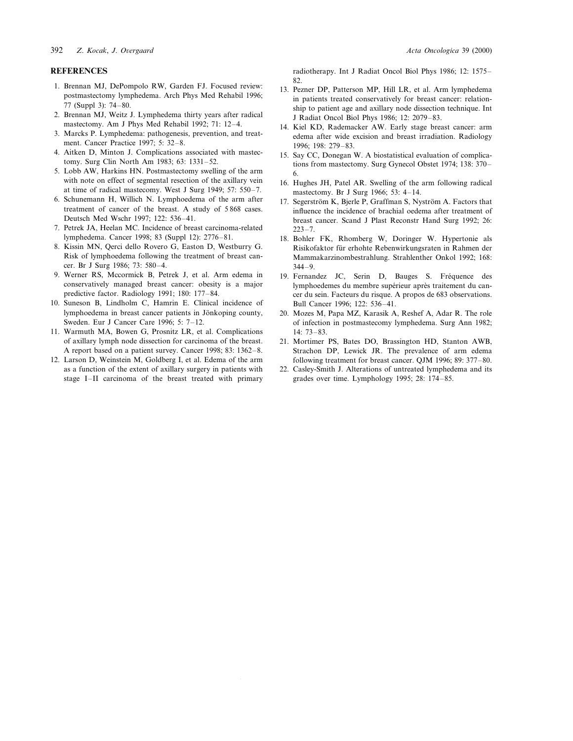## REFERENCES

1. Brennan MJ, DePompolo RW, Garden FJ. Focused review: postmastectomy lymphedema. Arch Phys Med Rehabil 1996; 77 (Suppl 3): 74–80.
2. Brennan MJ, Weitz J. Lymphedema thirty years after radical mastectomy. Am J Phys Med Rehabil 1992; 71: 12–4.
3. Marcks P. Lymphedema: pathogenesis, prevention, and treatment. Cancer Practice 1997; 5: 32–8.
4. Aitken D, Minton J. Complications associated with mastectomy. Surg Clin North Am 1983; 63: 1331–52.
5. Lobb AW, Harkins HN. Postmastectomy swelling of the arm with note on effect of segmental resection of the axillary vein at time of radical mastecomy. West J Surg 1949; 57: 550–7.
6. Schunemann H, Willich N. Lymphoedema of the arm after treatment of cancer of the breast. A study of 5 868 cases. Deutsch Med Wschr 1997; 122: 536–41.
7. Petrek JA, Heelan MC. Incidence of breast carcinoma-related lymphedema. Cancer 1998; 83 (Suppl 12): 2776–81.
8. Kissin MN, Qerci dello Rovero G, Easton D, Westburry G. Risk of lymphoedema following the treatment of breast cancer. Br J Surg 1986; 73: 580–4.
9. Werner RS, Mccormick B, Petrek J, et al. Arm edema in conservatively managed breast cancer: obesity is a major predictive factor. Radiology 1991; 180: 177–84.
10. Suneson B, Lindholm C, Hamrin E. Clinical incidence of lymphoedema in breast cancer patients in Jönkoping county, Sweden. Eur J Cancer Care 1996; 5: 7–12.
11. Warmuth MA, Bowen G, Prosnitz LR, et al. Complications of axillary lymph node dissection for carcinoma of the breast. A report based on a patient survey. Cancer 1998; 83: 1362–8.
12. Larson D, Weinstein M, Goldberg I, et al. Edema of the arm as a function of the extent of axillary surgery in patients with stage I–II carcinoma of the breast treated with primary radiotherapy. Int J Radiat Oncol Biol Phys 1986; 12: 1575–82.
13. Pezner DP, Patterson MP, Hill LR, et al. Arm lymphedema in patients treated conservatively for breast cancer: relationship to patient age and axillary node dissection technique. Int J Radiat Oncol Biol Phys 1986; 12: 2079–83.
14. Kiel KD, Rademacker AW. Early stage breast cancer: arm edema after wide excision and breast irradiation. Radiology 1996; 198: 279–83.
15. Say CC, Donegan W. A biostatistical evaluation of complications from mastectomy. Surg Gynecol Obstet 1974; 138: 370–6.
16. Hughes JH, Patel AR. Swelling of the arm following radical mastectomy. Br J Surg 1966; 53: 4–14.
17. Segerström K, Bjerle P, Graffman S, Nyström A. Factors that influence the incidence of brachial oedema after treatment of breast cancer. Scand J Plast Reconstr Hand Surg 1992; 26: 223–7.
18. Bohler FK, Rhomberg W, Doringer W. Hypertonie als Risikofaktor für erhohte Rebenwirkungsraten in Rahmen der Mammakarzinombestrahlung. Strahlenther Onkol 1992; 168: 344–9.
19. Fernandez JC, Serin D, Bauges S. Fréquence des lymphoedemes du membre supérieur après traitement du cancer du sein. Facteurs du risque. A propos de 683 observations. Bull Cancer 1996; 122: 536–41.
20. Mozes M, Papa MZ, Karasik A, Reshef A, Adar R. The role of infection in postmastecomy lymphedema. Surg Ann 1982; 14: 73–83.
21. Mortimer PS, Bates DO, Brassington HD, Stanton AWB, Strachon DP, Lewick JR. The prevalence of arm edema following treatment for breast cancer. QJM 1996; 89: 377–80.
22. Casley-Smith J. Alterations of untreated lymphedema and its grades over time. Lymphology 1995; 28: 174–85.